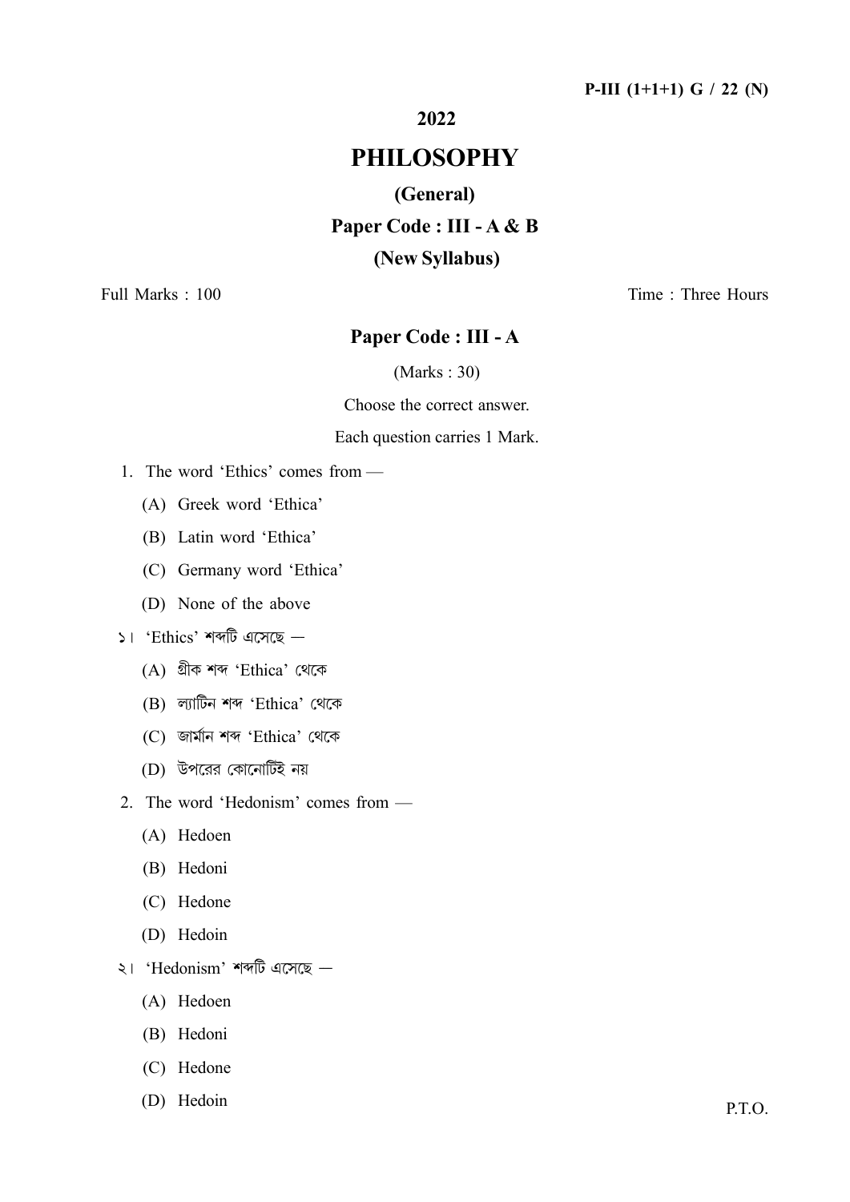**P-III (1+1+1) G / 22 (N)**

**2022**

# PHILOSOPHY

## (General)

## Paper Code : III - A & B

## (New Syllabus)

Full Marks : 100 Time : Three Hours

## Paper Code : III - A

(Marks : 30)

Choose the correct answer.

Each question carries 1 Mark.

1. The word 'Ethics' comes from —
   (A) Greek word 'Ethica'
   (B) Latin word 'Ethica'
   (C) Germany word 'Ethica'
   (D) None of the above

১। 'Ethics' শব্দটি এসেছে —
   (A) গ্রীক শব্দ 'Ethica' থেকে
   (B) ল্যাটিন শব্দ 'Ethica' থেকে
   (C) জার্মান শব্দ 'Ethica' থেকে
   (D) উপরের কোনোটিই নয়

2. The word 'Hedonism' comes from —
   (A) Hedoen
   (B) Hedoni
   (C) Hedone
   (D) Hedoin

২। 'Hedonism' শব্দটি এসেছে —
   (A) Hedoen
   (B) Hedoni
   (C) Hedone
   (D) Hedoin

P.T.O.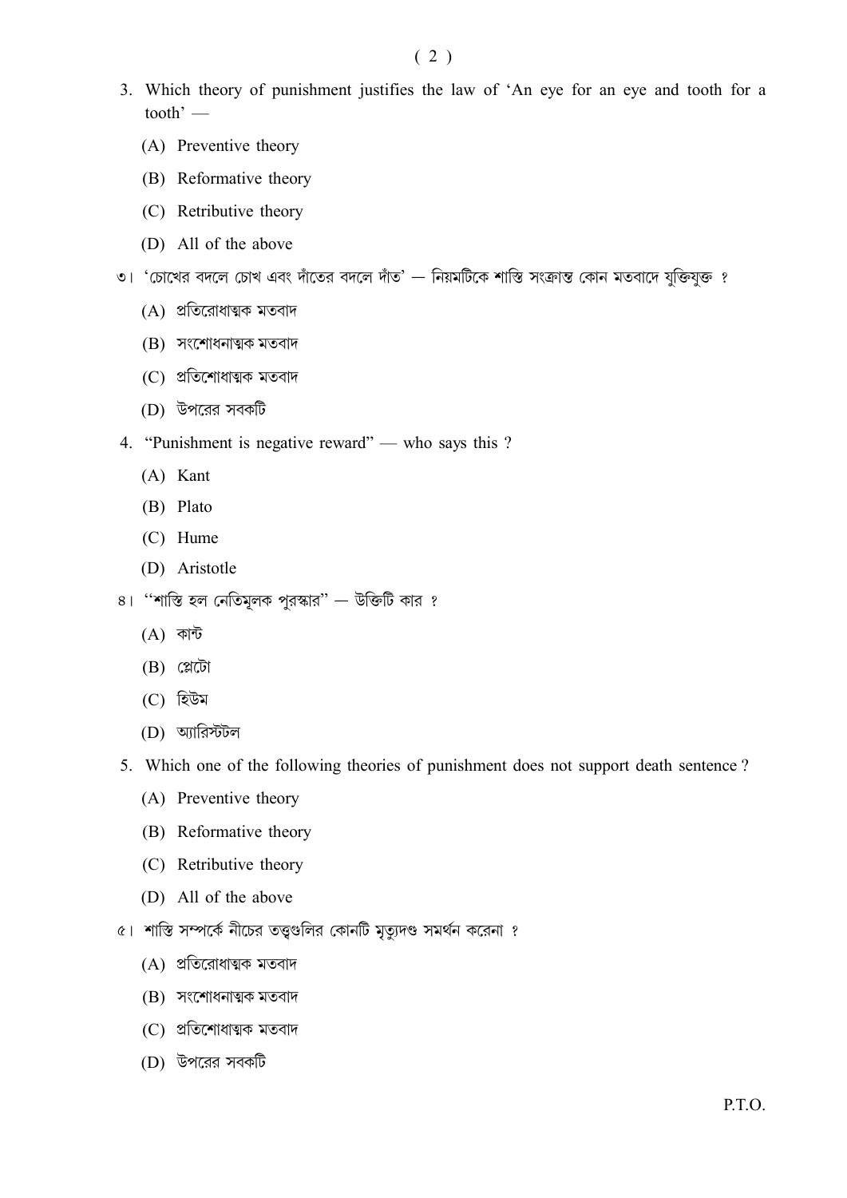3. Which theory of punishment justifies the law of 'An eye for an eye and tooth for a tooth' —

   (A) Preventive theory

   (B) Reformative theory

   (C) Retributive theory

   (D) All of the above

৩। 'চোখের বদলে চোখ এবং দাঁতের বদলে দাঁত' — নিয়মটিকে শাস্তি সংক্রান্ত কোন মতবাদে যুক্তিযুক্ত ?

   (A) প্রতিরোধাত্মক মতবাদ

   (B) সংশোধনাত্মক মতবাদ

   (C) প্রতিশোধাত্মক মতবাদ

   (D) উপরের সবকটি

4. "Punishment is negative reward" — who says this ?

   (A) Kant

   (B) Plato

   (C) Hume

   (D) Aristotle

৪। "শাস্তি হল নেতিমূলক পুরস্কার" — উক্তিটি কার ?

   (A) কান্ট

   (B) প্লেটো

   (C) হিউম

   (D) অ্যারিস্টটল

5. Which one of the following theories of punishment does not support death sentence ?

   (A) Preventive theory

   (B) Reformative theory

   (C) Retributive theory

   (D) All of the above

৫। শাস্তি সম্পর্কে নীচের তত্ত্বগুলির কোনটি মৃত্যুদণ্ড সমর্থন করেনা ?

   (A) প্রতিরোধাত্মক মতবাদ

   (B) সংশোধনাত্মক মতবাদ

   (C) প্রতিশোধাত্মক মতবাদ

   (D) উপরের সবকটি

P.T.O.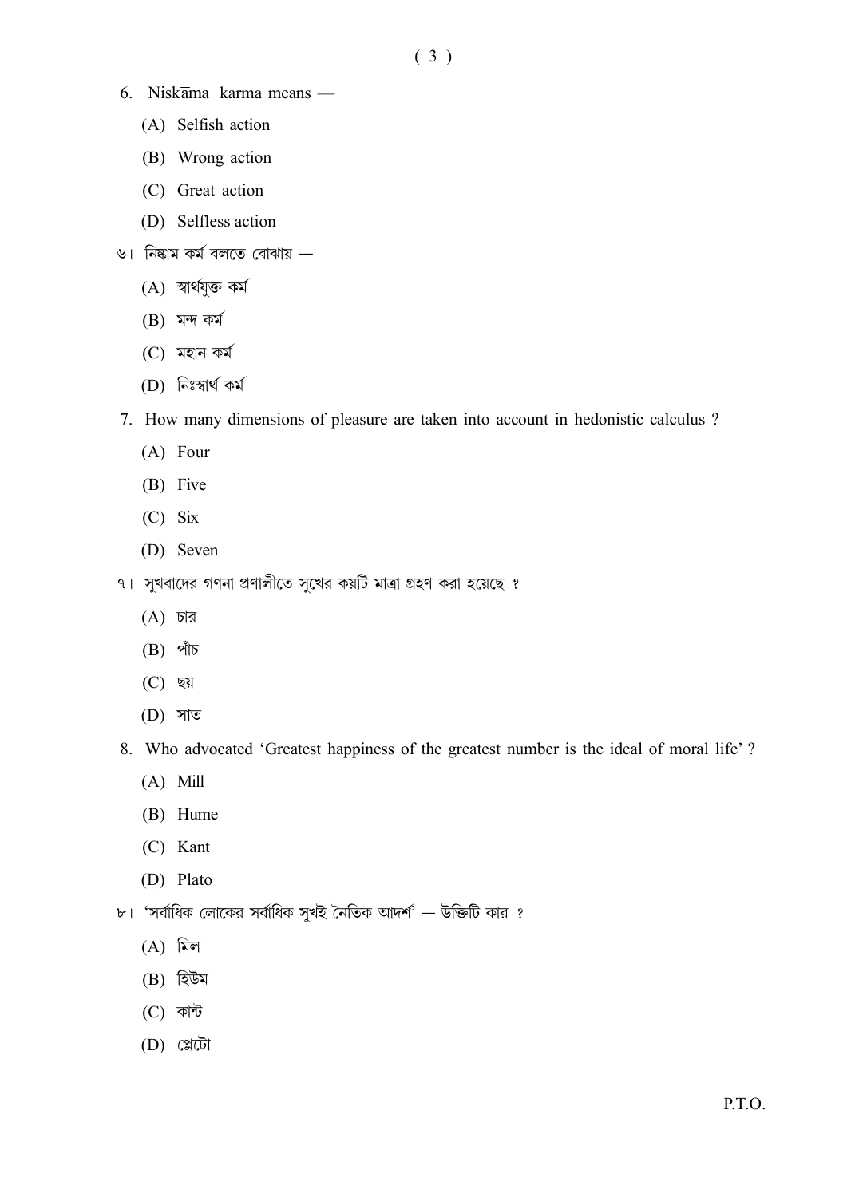6. Niskāma karma means —

   (A) Selfish action

   (B) Wrong action

   (C) Great action

   (D) Selfless action

৬। নিষ্কাম কর্ম বলতে বোঝায় —

   (A) স্বার্থযুক্ত কর্ম

   (B) মন্দ কর্ম

   (C) মহান কর্ম

   (D) নিঃস্বার্থ কর্ম

7. How many dimensions of pleasure are taken into account in hedonistic calculus ?

   (A) Four

   (B) Five

   (C) Six

   (D) Seven

৭। সুখবাদের গণনা প্রণালীতে সুখের কয়টি মাত্রা গ্রহণ করা হয়েছে ?

   (A) চার

   (B) পাঁচ

   (C) ছয়

   (D) সাত

8. Who advocated 'Greatest happiness of the greatest number is the ideal of moral life' ?

   (A) Mill

   (B) Hume

   (C) Kant

   (D) Plato

৮। 'সর্বাধিক লোকের সর্বাধিক সুখই নৈতিক আদর্শ' — উক্তিটি কার ?

   (A) মিল

   (B) হিউম

   (C) কান্ট

   (D) প্লেটো

P.T.O.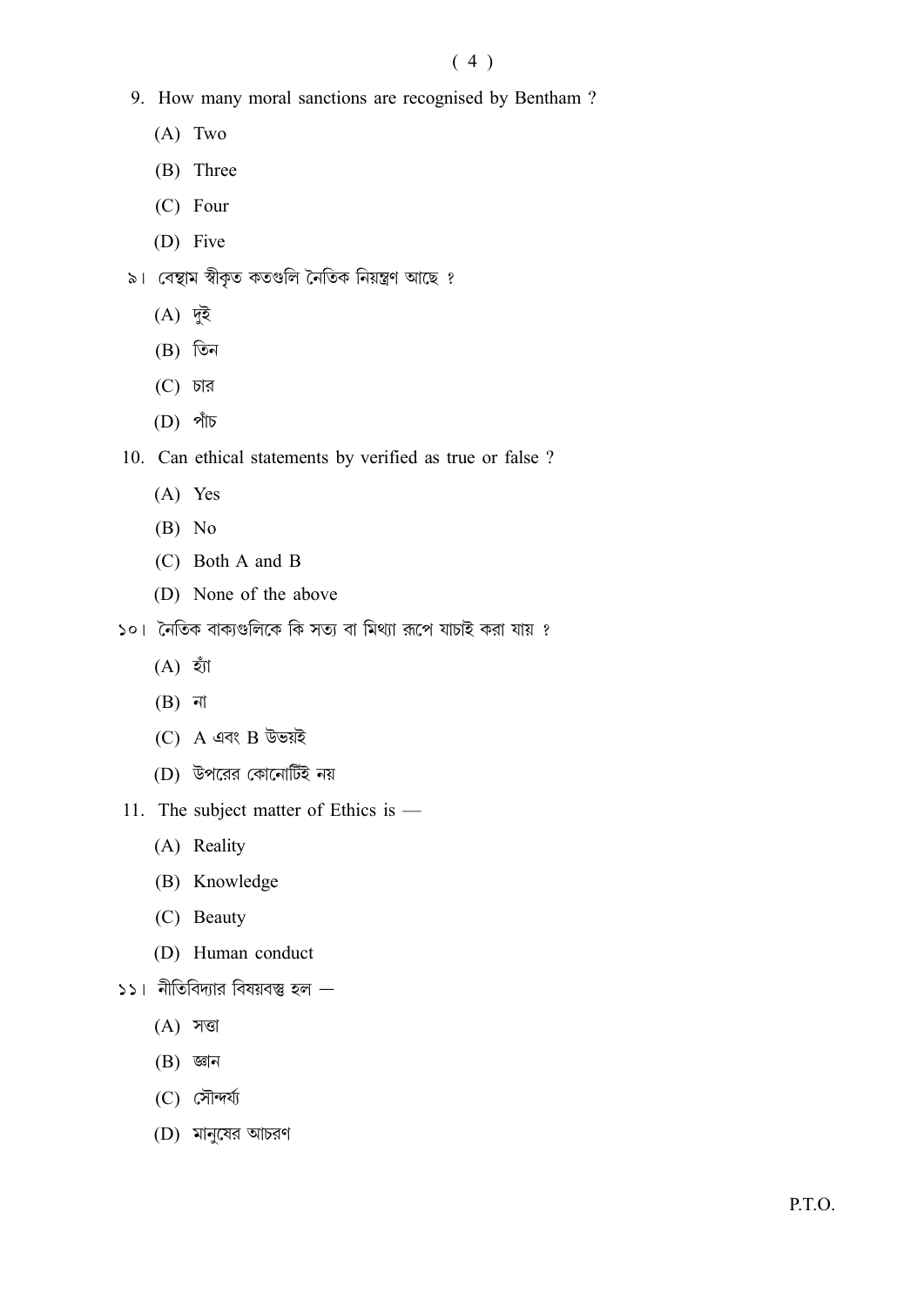9. How many moral sanctions are recognised by Bentham ?

    (A) Two

    (B) Three

    (C) Four

    (D) Five

৯। বেন্থাম স্বীকৃত কতগুলি নৈতিক নিয়ন্ত্রণ আছে ?

    (A) দুই

    (B) তিন

    (C) চার

    (D) পাঁচ

10. Can ethical statements by verified as true or false ?

    (A) Yes

    (B) No

    (C) Both A and B

    (D) None of the above

১০। নৈতিক বাক্যগুলিকে কি সত্য বা মিথ্যা রূপে যাচাই করা যায় ?

    (A) হ্যাঁ

    (B) না

    (C) A এবং B উভয়ই

    (D) উপরের কোনোটিই নয়

11. The subject matter of Ethics is —

    (A) Reality

    (B) Knowledge

    (C) Beauty

    (D) Human conduct

১১। নীতিবিদ্যার বিষয়বস্তু হল —

    (A) সত্তা

    (B) জ্ঞান

    (C) সৌন্দর্য্য

    (D) মানুষের আচরণ

P.T.O.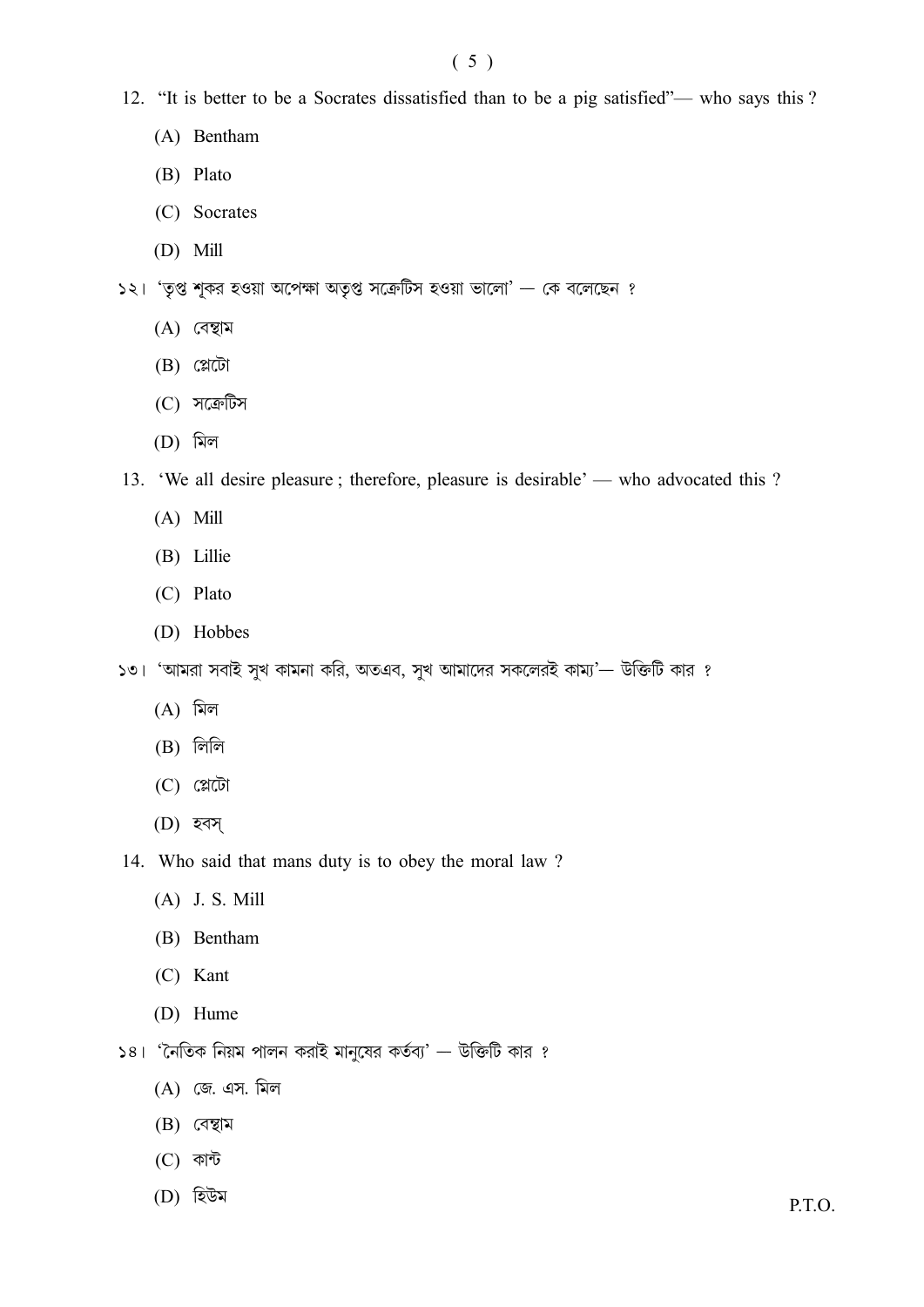12. "It is better to be a Socrates dissatisfied than to be a pig satisfied"— who says this ?

    (A) Bentham

    (B) Plato

    (C) Socrates

    (D) Mill

১২। 'তৃপ্ত শূকর হওয়া অপেক্ষা অতৃপ্ত সক্রেটিস হওয়া ভালো' — কে বলেছেন ?

    (A) বেন্থাম

    (B) প্লেটো

    (C) সক্রেটিস

    (D) মিল

13. 'We all desire pleasure ; therefore, pleasure is desirable' — who advocated this ?

    (A) Mill

    (B) Lillie

    (C) Plato

    (D) Hobbes

১৩। 'আমরা সবাই সুখ কামনা করি, অতএব, সুখ আমাদের সকলেরই কাম্য'— উক্তিটি কার ?

    (A) মিল

    (B) লিলি

    (C) প্লেটো

    (D) হবস্

14. Who said that mans duty is to obey the moral law ?

    (A) J. S. Mill

    (B) Bentham

    (C) Kant

    (D) Hume

১৪। 'নৈতিক নিয়ম পালন করাই মানুষের কর্তব্য' — উক্তিটি কার ?

    (A) জে. এস. মিল

    (B) বেন্থাম

    (C) কান্ট

    (D) হিউম

P.T.O.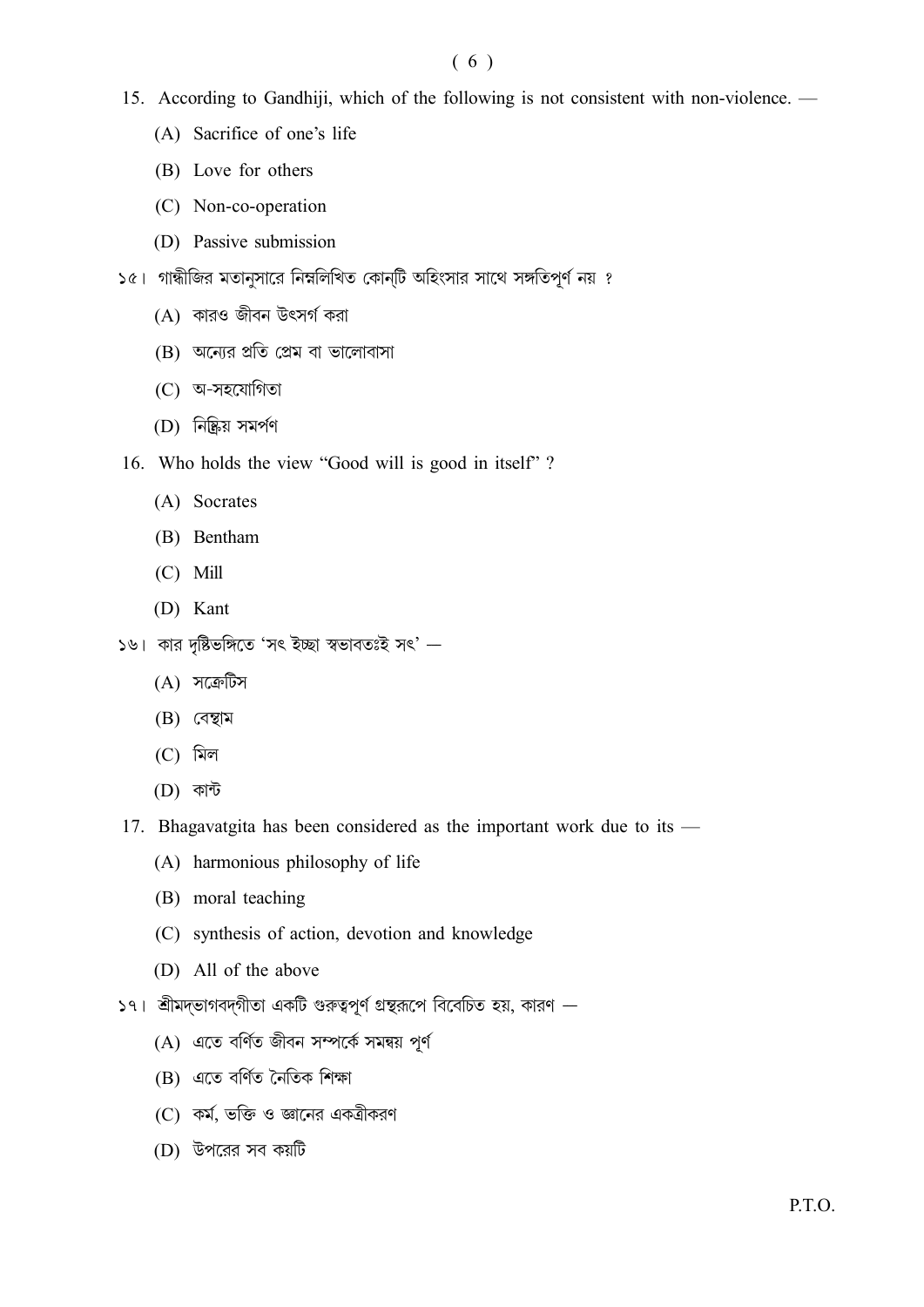15. According to Gandhiji, which of the following is not consistent with non-violence. —

 (A) Sacrifice of one's life

 (B) Love for others

 (C) Non-co-operation

 (D) Passive submission

১৫। গান্ধীজির মতানুসারে নিম্নলিখিত কোন্‌টি অহিংসার সাথে সঙ্গতিপূর্ণ নয় ?

 (A) কারও জীবন উৎসর্গ করা

 (B) অন্যের প্রতি প্রেম বা ভালোবাসা

 (C) অ-সহযোগিতা

 (D) নিষ্ক্রিয় সমর্পণ

16. Who holds the view "Good will is good in itself" ?

 (A) Socrates

 (B) Bentham

 (C) Mill

 (D) Kant

১৬। কার দৃষ্টিভঙ্গিতে 'সৎ ইচ্ছা স্বভাবতঃই সৎ' —

 (A) সক্রেটিস

 (B) বেন্থাম

 (C) মিল

 (D) কান্ট

17. Bhagavatgita has been considered as the important work due to its —

 (A) harmonious philosophy of life

 (B) moral teaching

 (C) synthesis of action, devotion and knowledge

 (D) All of the above

১৭। শ্রীমদ্‌ভাগবদ্‌গীতা একটি গুরুত্বপূর্ণ গ্রন্থরূপে বিবেচিত হয়, কারণ —

 (A) এতে বর্ণিত জীবন সম্পর্কে সমন্বয় পূর্ণ

 (B) এতে বর্ণিত নৈতিক শিক্ষা

 (C) কর্ম, ভক্তি ও জ্ঞানের একত্রীকরণ

 (D) উপরের সব কয়টি

P.T.O.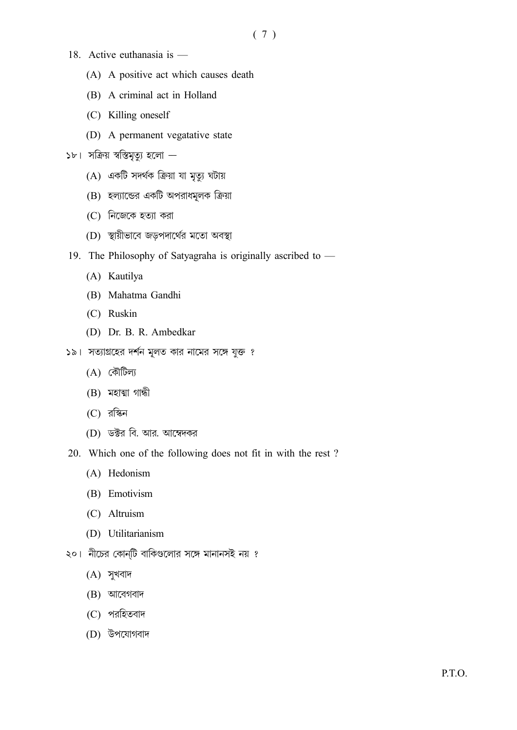18. Active euthanasia is —

(A) A positive act which causes death

(B) A criminal act in Holland

(C) Killing oneself

(D) A permanent vegatative state

১৮। সক্রিয় স্বস্তিমৃত্যু হলো —

(A) একটি সদর্থক ক্রিয়া যা মৃত্যু ঘটায়

(B) হল্যান্ডের একটি অপরাধমূলক ক্রিয়া

(C) নিজেকে হত্যা করা

(D) স্থায়ীভাবে জড়পদার্থের মতো অবস্থা

19. The Philosophy of Satyagraha is originally ascribed to —

(A) Kautilya

(B) Mahatma Gandhi

(C) Ruskin

(D) Dr. B. R. Ambedkar

১৯। সত্যাগ্রহের দর্শন মূলত কার নামের সঙ্গে যুক্ত ?

(A) কৌটিল্য

(B) মহাত্মা গান্ধী

(C) রস্কিন

(D) ডক্টর বি. আর. আম্বেদকর

20. Which one of the following does not fit in with the rest ?

(A) Hedonism

(B) Emotivism

(C) Altruism

(D) Utilitarianism

২০। নীচের কোন্‌টি বাকিগুলোর সঙ্গে মানানসই নয় ?

(A) সুখবাদ

(B) আবেগবাদ

(C) পরহিতবাদ

(D) উপযোগবাদ

P.T.O.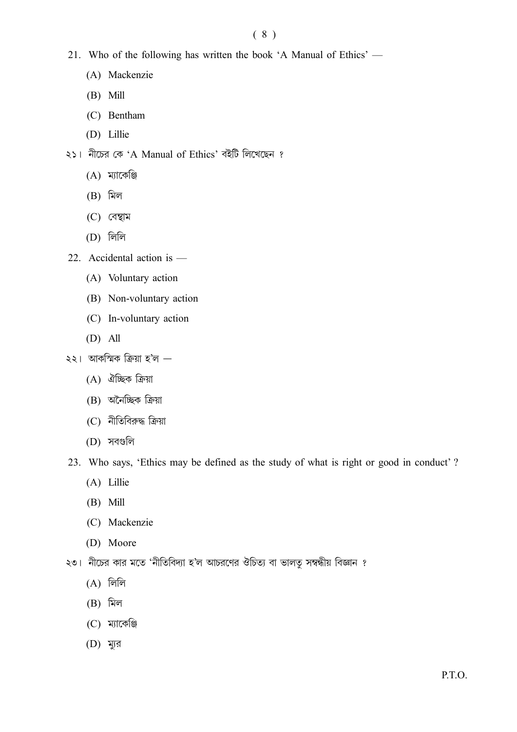21. Who of the following has written the book 'A Manual of Ethics' —

    (A) Mackenzie

    (B) Mill

    (C) Bentham

    (D) Lillie

২১। নীচের কে 'A Manual of Ethics' বইটি লিখেছেন ?

    (A) ম্যাকেঞ্জি

    (B) মিল

    (C) বেন্থাম

    (D) লিলি

22. Accidental action is —

    (A) Voluntary action

    (B) Non-voluntary action

    (C) In-voluntary action

    (D) All

২২। আকস্মিক ক্রিয়া হ'ল —

    (A) ঐচ্ছিক ক্রিয়া

    (B) অনৈচ্ছিক ক্রিয়া

    (C) নীতিবিরুদ্ধ ক্রিয়া

    (D) সবগুলি

23. Who says, 'Ethics may be defined as the study of what is right or good in conduct' ?

    (A) Lillie

    (B) Mill

    (C) Mackenzie

    (D) Moore

২৩। নীচের কার মতে 'নীতিবিদ্যা হ'ল আচরণের ঔচিত্য বা ভালত্ব সম্বন্ধীয় বিজ্ঞান ?

    (A) লিলি

    (B) মিল

    (C) ম্যাকেঞ্জি

    (D) ম্যুর

P.T.O.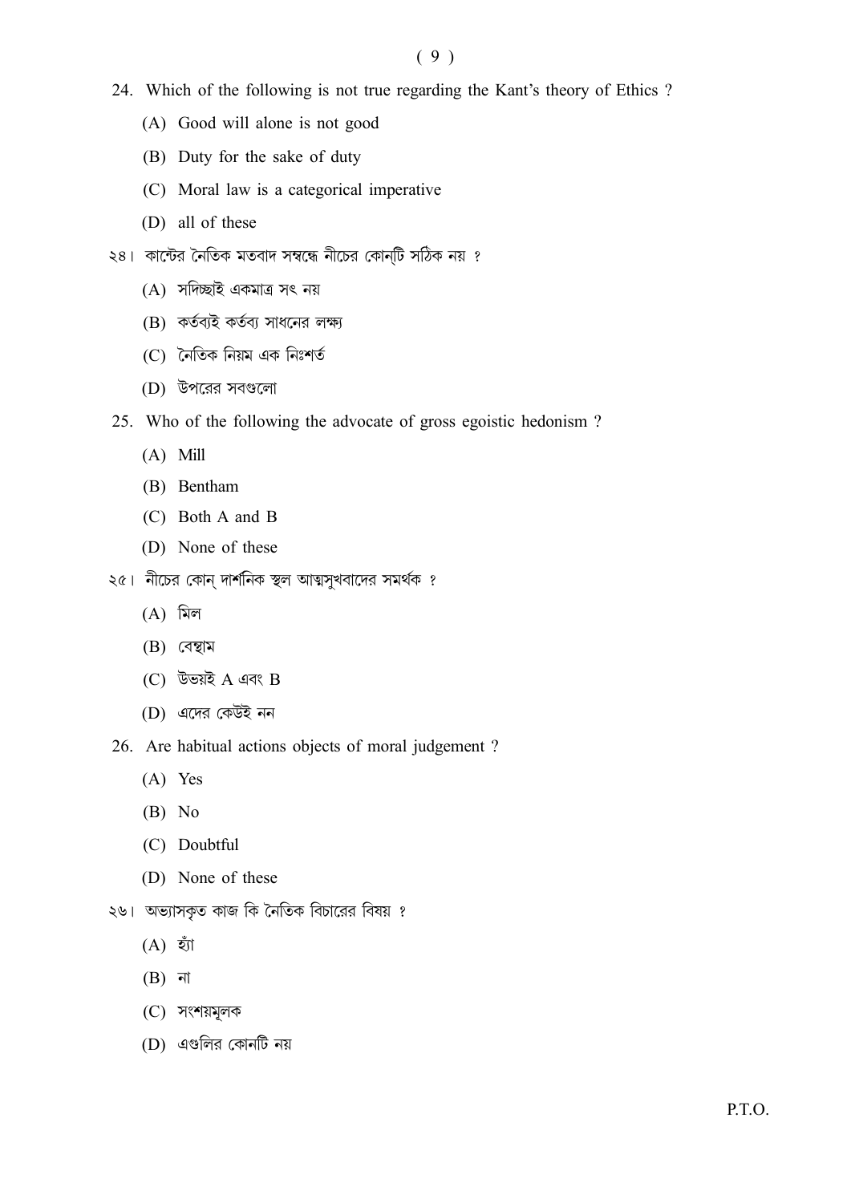24. Which of the following is not true regarding the Kant's theory of Ethics ?

    (A) Good will alone is not good

    (B) Duty for the sake of duty

    (C) Moral law is a categorical imperative

    (D) all of these

২৪। কান্টের নৈতিক মতবাদ সম্বন্ধে নীচের কোন্‌টি সঠিক নয় ?

    (A) সদিচ্ছাই একমাত্র সৎ নয়

    (B) কর্তব্যই কর্তব্য সাধনের লক্ষ্য

    (C) নৈতিক নিয়ম এক নিঃশর্ত

    (D) উপরের সবগুলো

25. Who of the following the advocate of gross egoistic hedonism ?

    (A) Mill

    (B) Bentham

    (C) Both A and B

    (D) None of these

২৫। নীচের কোন্ দার্শনিক স্থূল আত্মসুখবাদের সমর্থক ?

    (A) মিল

    (B) বেন্থাম

    (C) উভয়ই A এবং B

    (D) এদের কেউই নন

26. Are habitual actions objects of moral judgement ?

    (A) Yes

    (B) No

    (C) Doubtful

    (D) None of these

২৬। অভ্যাসকৃত কাজ কি নৈতিক বিচারের বিষয় ?

    (A) হ্যাঁ

    (B) না

    (C) সংশয়মূলক

    (D) এগুলির কোনটি নয়

P.T.O.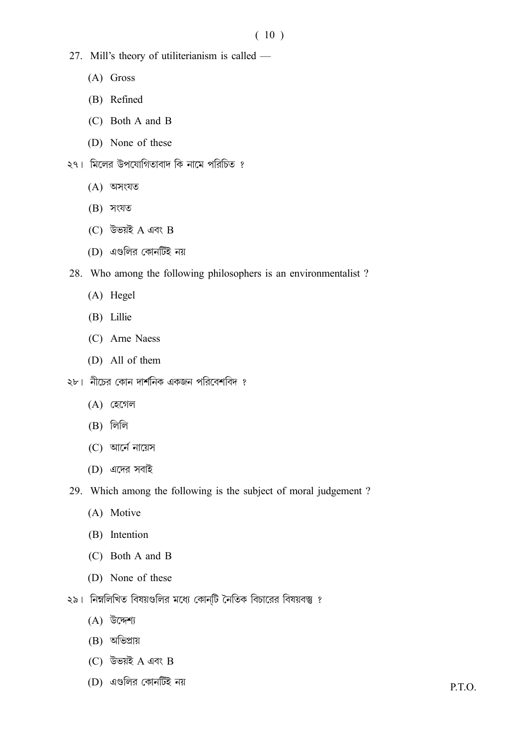27. Mill's theory of utiliterianism is called —

    (A) Gross

    (B) Refined

    (C) Both A and B

    (D) None of these

২৭। মিলের উপযোগিতাবাদ কি নামে পরিচিত ?

    (A) অসংযত

    (B) সংযত

    (C) উভয়ই A এবং B

    (D) এগুলির কোনটিই নয়

28. Who among the following philosophers is an environmentalist ?

    (A) Hegel

    (B) Lillie

    (C) Arne Naess

    (D) All of them

২৮। নীচের কোন দার্শনিক একজন পরিবেশবিদ ?

    (A) হেগেল

    (B) লিলি

    (C) আর্নে নায়েস

    (D) এদের সবাই

29. Which among the following is the subject of moral judgement ?

    (A) Motive

    (B) Intention

    (C) Both A and B

    (D) None of these

২৯। নিম্নলিখিত বিষয়গুলির মধ্যে কোন্‌টি নৈতিক বিচারের বিষয়বস্তু ?

    (A) উদ্দেশ্য

    (B) অভিপ্রায়

    (C) উভয়ই A এবং B

    (D) এগুলির কোনটিই নয়

P.T.O.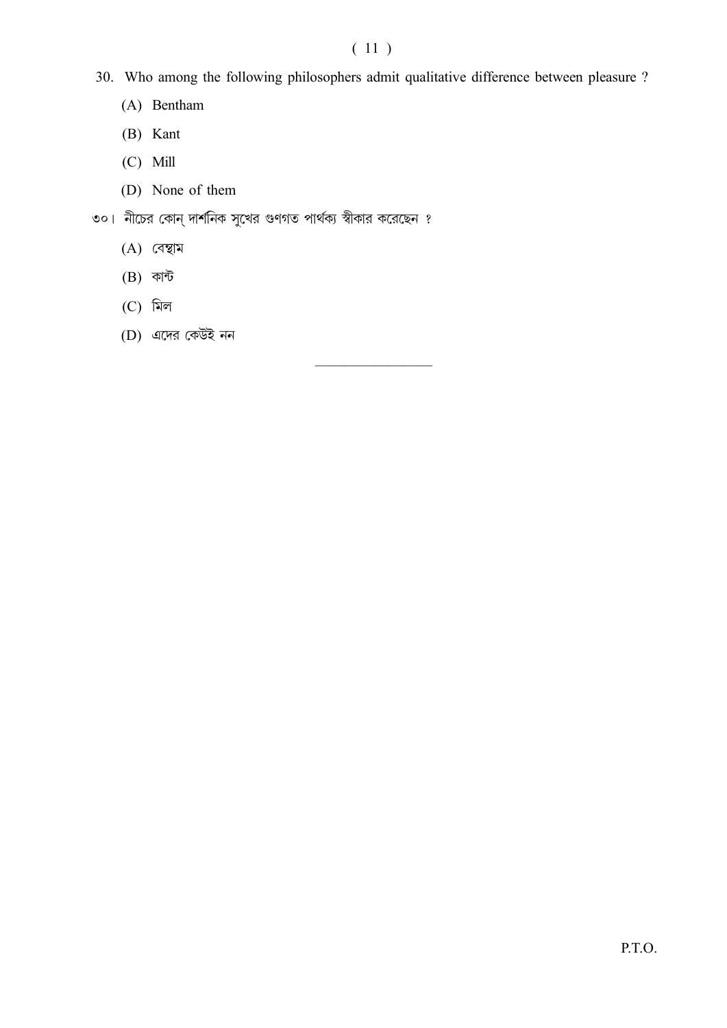30. Who among the following philosophers admit qualitative difference between pleasure ?

    (A) Bentham

    (B) Kant

    (C) Mill

    (D) None of them

৩০। নীচের কোন্ দার্শনিক সুখের গুণগত পার্থক্য স্বীকার করেছেন ?

    (A) বেন্থাম

    (B) কান্ট

    (C) মিল

    (D) এদের কেউই নন

---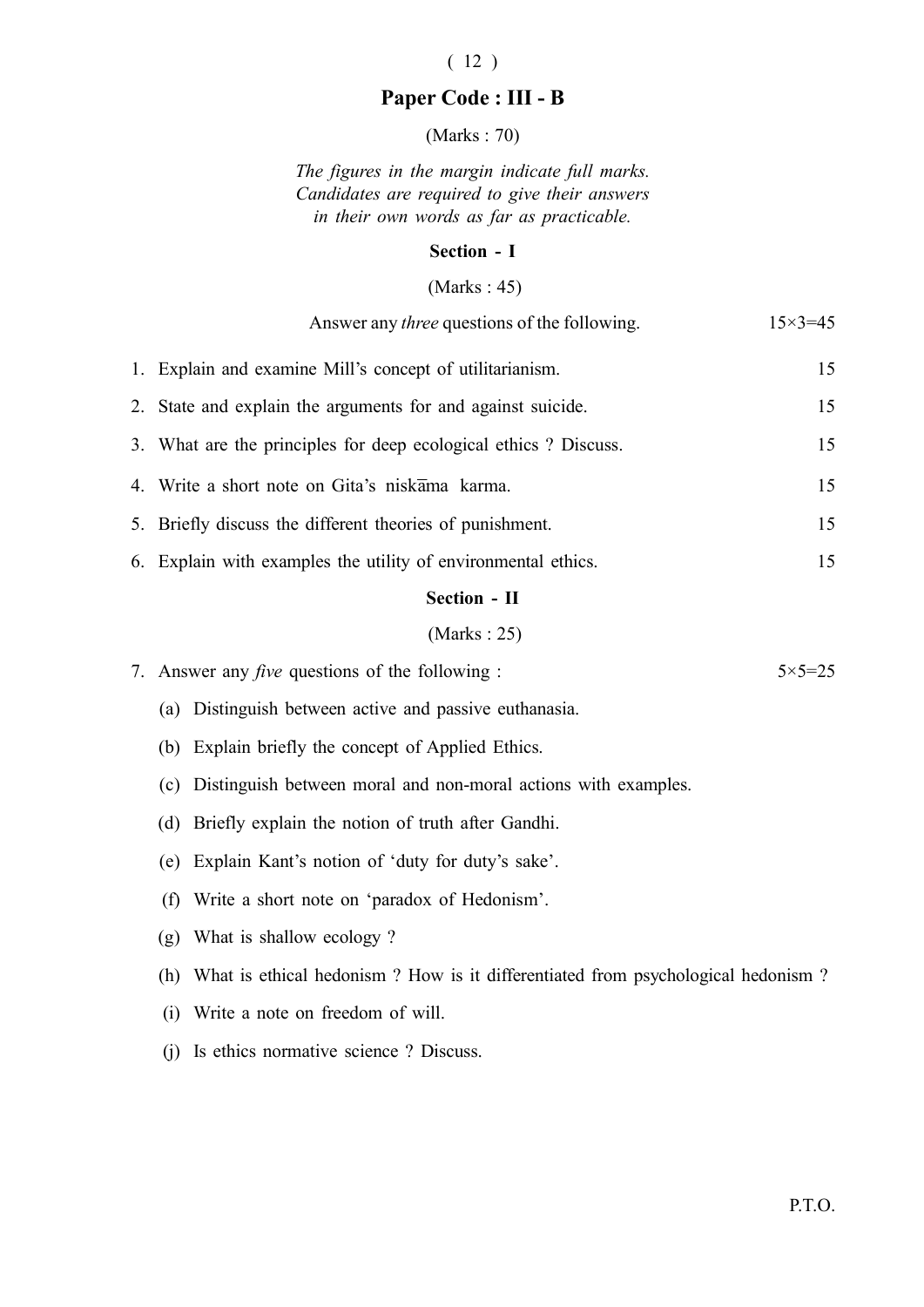## Paper Code : III - B

(Marks : 70)

*The figures in the margin indicate full marks.*
*Candidates are required to give their answers*
*in their own words as far as practicable.*

### Section - I

(Marks : 45)

Answer any *three* questions of the following. 15×3=45

1. Explain and examine Mill's concept of utilitarianism. 15
2. State and explain the arguments for and against suicide. 15
3. What are the principles for deep ecological ethics ? Discuss. 15
4. Write a short note on Gita's niskāma karma. 15
5. Briefly discuss the different theories of punishment. 15
6. Explain with examples the utility of environmental ethics. 15

### Section - II

(Marks : 25)

7. Answer any *five* questions of the following : 5×5=25

   (a) Distinguish between active and passive euthanasia.

   (b) Explain briefly the concept of Applied Ethics.

   (c) Distinguish between moral and non-moral actions with examples.

   (d) Briefly explain the notion of truth after Gandhi.

   (e) Explain Kant's notion of 'duty for duty's sake'.

   (f) Write a short note on 'paradox of Hedonism'.

   (g) What is shallow ecology ?

   (h) What is ethical hedonism ? How is it differentiated from psychological hedonism ?

   (i) Write a note on freedom of will.

   (j) Is ethics normative science ? Discuss.

P.T.O.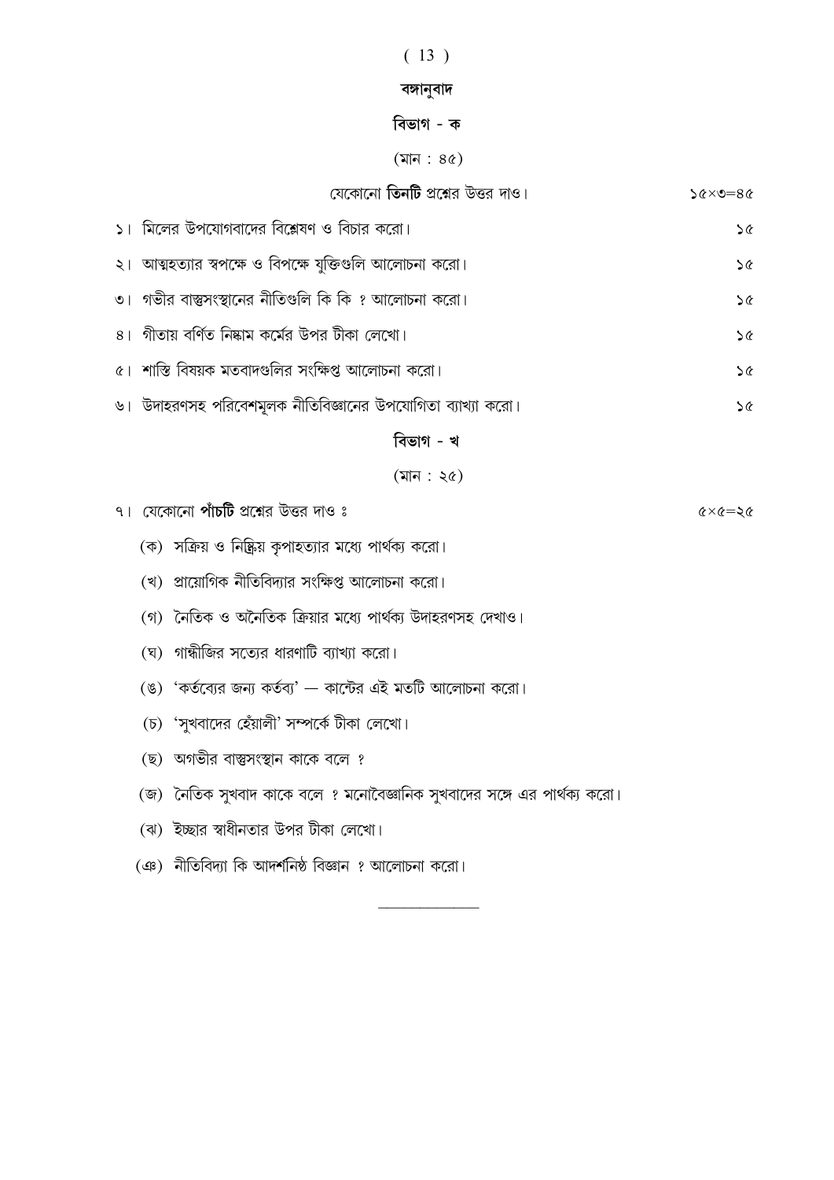## বঙ্গানুবাদ

### বিভাগ - ক

(মান : ৪৫)

যেকোনো **তিনটি** প্রশ্নের উত্তর দাও। ১৫×৩=৪৫

১। মিলের উপযোগবাদের বিশ্লেষণ ও বিচার করো। ১৫

২। আত্মহত্যার স্বপক্ষে ও বিপক্ষে যুক্তিগুলি আলোচনা করো। ১৫

৩। গভীর বাস্তুসংস্থানের নীতিগুলি কি কি ? আলোচনা করো। ১৫

৪। গীতায় বর্ণিত নিষ্কাম কর্মের উপর টীকা লেখো। ১৫

৫। শাস্তি বিষয়ক মতবাদগুলির সংক্ষিপ্ত আলোচনা করো। ১৫

৬। উদাহরণসহ পরিবেশমূলক নীতিবিজ্ঞানের উপযোগিতা ব্যাখ্যা করো। ১৫

### বিভাগ - খ

(মান : ২৫)

৭। যেকোনো **পাঁচটি** প্রশ্নের উত্তর দাও ঃ ৫×৫=২৫

(ক) সক্রিয় ও নিষ্ক্রিয় কৃপাহত্যার মধ্যে পার্থক্য করো।

(খ) প্রায়োগিক নীতিবিদ্যার সংক্ষিপ্ত আলোচনা করো।

(গ) নৈতিক ও অনৈতিক ক্রিয়ার মধ্যে পার্থক্য উদাহরণসহ দেখাও।

(ঘ) গান্ধীজির সত্যের ধারণাটি ব্যাখ্যা করো।

(ঙ) 'কর্তব্যের জন্য কর্তব্য' — কান্টের এই মতটি আলোচনা করো।

(চ) 'সুখবাদের হেঁয়ালী' সম্পর্কে টীকা লেখো।

(ছ) অগভীর বাস্তুসংস্থান কাকে বলে ?

(জ) নৈতিক সুখবাদ কাকে বলে ? মনোবৈজ্ঞানিক সুখবাদের সঙ্গে এর পার্থক্য করো।

(ঝ) ইচ্ছার স্বাধীনতার উপর টীকা লেখো।

(ঞ) নীতিবিদ্যা কি আদর্শনিষ্ঠ বিজ্ঞান ? আলোচনা করো।